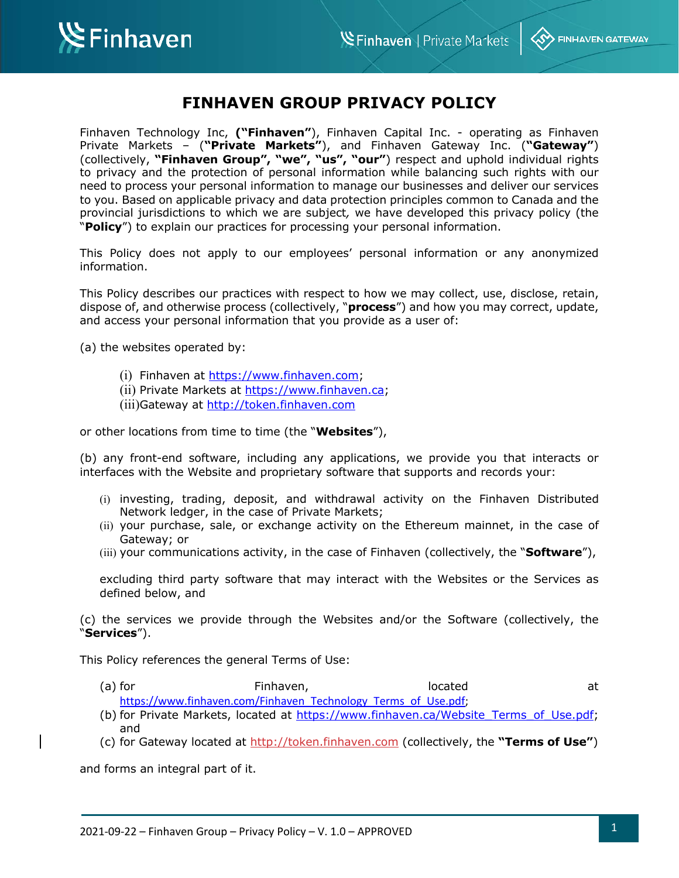# FINHAVEN GROUP PRIVACY POLICY

Finhaven Technology Inc, (**"Finhaven"**), Finhaven Capital Inc. - operating as Finhaven Private Markets – (**"Private Markets"**), and Finhaven Gateway Inc. (**"Gateway"**) (collectively, **"Finhaven Group", "we", "us", "our"**) respect and uphold individual rights to privacy and the protection of personal information while balancing such rights with our need to process your personal information to manage our businesses and deliver our services to you. Based on applicable privacy and data protection principles common to Canada and the provincial jurisdictions to which we are subject*,* we have developed this privacy policy (the "**Policy**") to explain our practices for processing your personal information.

This Policy does not apply to our employees' personal information or any anonymized information.

This Policy describes our practices with respect to how we may collect, use, disclose, retain, dispose of, and otherwise process (collectively, "**process**") and how you may correct, update, and access your personal information that you provide as a user of:

(a) the websites operated by:

- (i) Finhaven at https://www.finhaven.com;
- (ii) Private Markets at https://www.finhaven.ca;
- (iii)Gateway at http://token.finhaven.com

or other locations from time to time (the "**Websites**"),

(b) any front-end software, including any applications, we provide you that interacts or interfaces with the Website and proprietary software that supports and records your:

- (i) investing, trading, deposit, and withdrawal activity on the Finhaven Distributed Network ledger, in the case of Private Markets;
- (ii) your purchase, sale, or exchange activity on the Ethereum mainnet, in the case of Gateway; or
- (iii) your communications activity, in the case of Finhaven (collectively, the "**Software**"),

excluding third party software that may interact with the Websites or the Services as defined below, and

(c) the services we provide through the Websites and/or the Software (collectively, the "**Services**").

This Policy references the general Terms of Use:

- (a) for Finhaven, located at https://www.finhaven.com/Finhaven_Technology_Terms_of_Use.pdf;
- (b) for Private Markets, located at https://www.finhaven.ca/Website_Terms_of_Use.pdf; and
- (c) for Gateway located at http://token.finhaven.com (collectively, the **"Terms of Use"**)

and forms an integral part of it.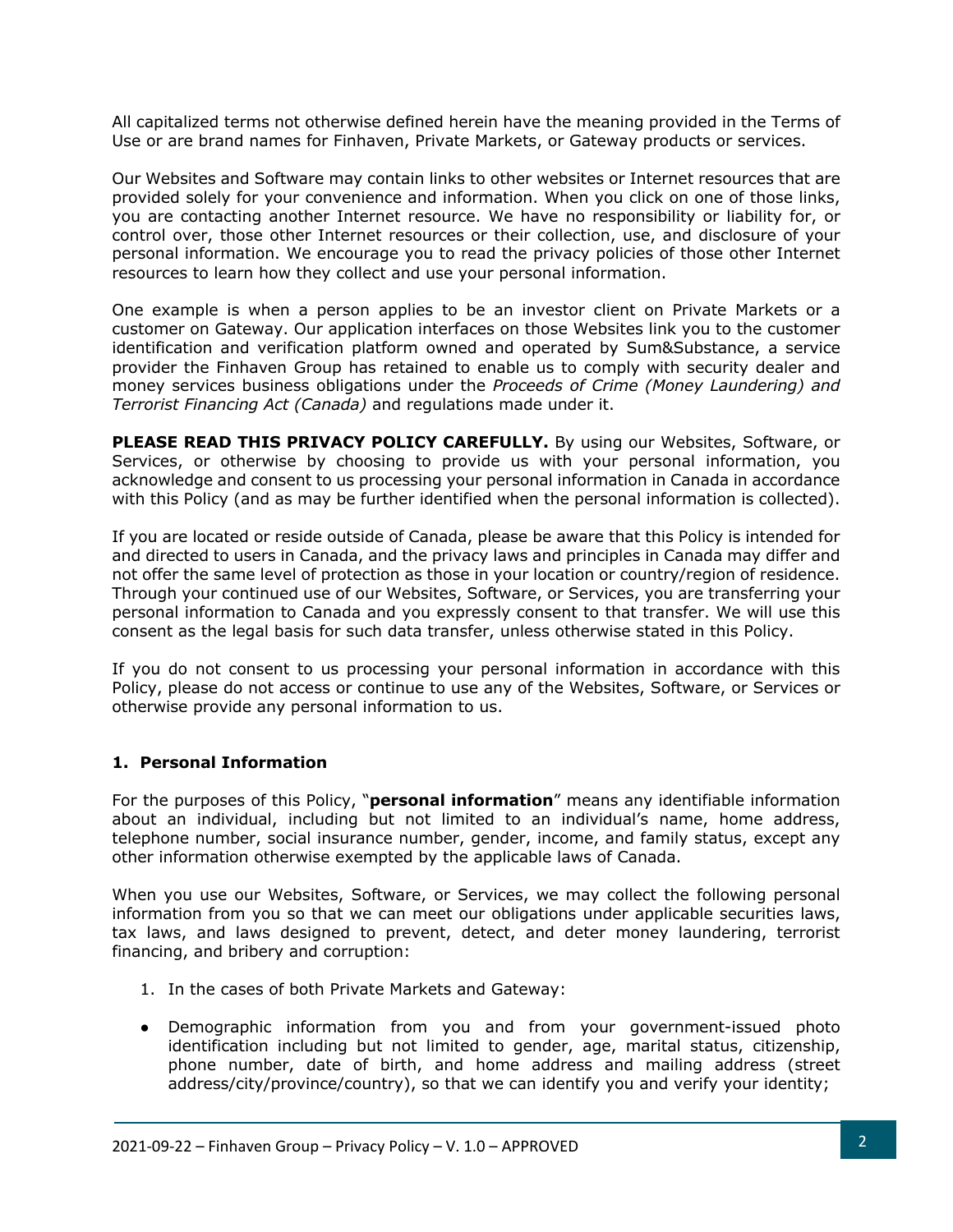All capitalized terms not otherwise defined herein have the meaning provided in the Terms of Use or are brand names for Finhaven, Private Markets, or Gateway products or services.

Our Websites and Software may contain links to other websites or Internet resources that are provided solely for your convenience and information. When you click on one of those links, you are contacting another Internet resource. We have no responsibility or liability for, or control over, those other Internet resources or their collection, use, and disclosure of your personal information. We encourage you to read the privacy policies of those other Internet resources to learn how they collect and use your personal information.

One example is when a person applies to be an investor client on Private Markets or a customer on Gateway. Our application interfaces on those Websites link you to the customer identification and verification platform owned and operated by Sum&Substance, a service provider the Finhaven Group has retained to enable us to comply with security dealer and money services business obligations under the *Proceeds of Crime (Money Laundering) and Terrorist Financing Act (Canada)* and regulations made under it.

**PLEASE READ THIS PRIVACY POLICY CAREFULLY.** By using our Websites, Software, or Services, or otherwise by choosing to provide us with your personal information, you acknowledge and consent to us processing your personal information in Canada in accordance with this Policy (and as may be further identified when the personal information is collected).

If you are located or reside outside of Canada, please be aware that this Policy is intended for and directed to users in Canada, and the privacy laws and principles in Canada may differ and not offer the same level of protection as those in your location or country/region of residence. Through your continued use of our Websites, Software, or Services, you are transferring your personal information to Canada and you expressly consent to that transfer. We will use this consent as the legal basis for such data transfer, unless otherwise stated in this Policy.

If you do not consent to us processing your personal information in accordance with this Policy, please do not access or continue to use any of the Websites, Software, or Services or otherwise provide any personal information to us.

## 1. Personal Information

For the purposes of this Policy, "**personal information**" means any identifiable information about an individual, including but not limited to an individual's name, home address, telephone number, social insurance number, gender, income, and family status, except any other information otherwise exempted by the applicable laws of Canada.

When you use our Websites, Software, or Services, we may collect the following personal information from you so that we can meet our obligations under applicable securities laws, tax laws, and laws designed to prevent, detect, and deter money laundering, terrorist financing, and bribery and corruption:

1. In the cases of both Private Markets and Gateway:

- Demographic information from you and from your government-issued photo identification including but not limited to gender, age, marital status, citizenship, phone number, date of birth, and home address and mailing address (street address/city/province/country), so that we can identify you and verify your identity;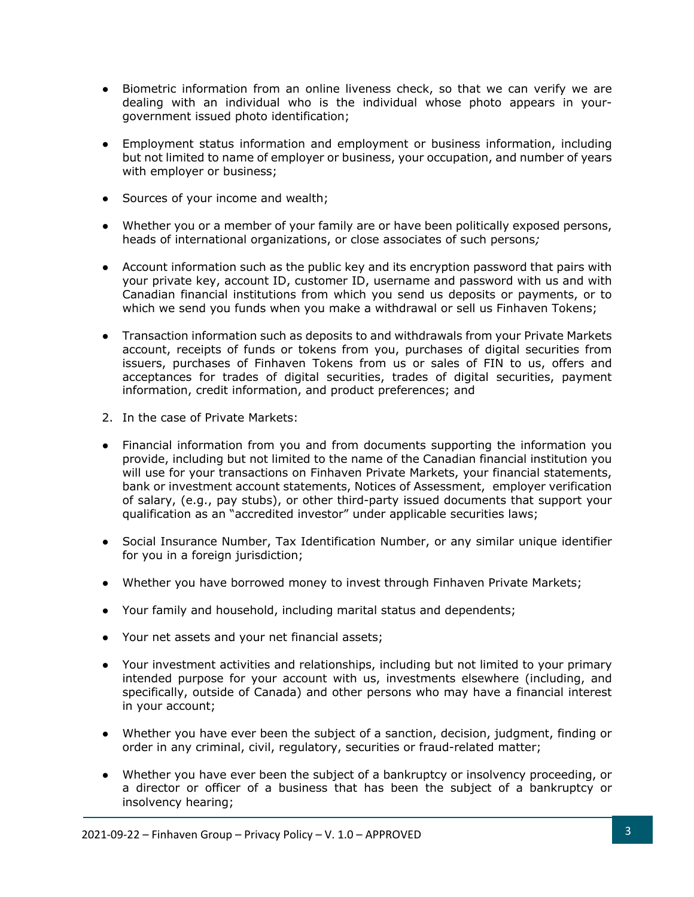- Biometric information from an online liveness check, so that we can verify we are dealing with an individual who is the individual whose photo appears in your-government issued photo identification;

- Employment status information and employment or business information, including but not limited to name of employer or business, your occupation, and number of years with employer or business;

- Sources of your income and wealth;

- Whether you or a member of your family are or have been politically exposed persons, heads of international organizations, or close associates of such persons*;*

- Account information such as the public key and its encryption password that pairs with your private key, account ID, customer ID, username and password with us and with Canadian financial institutions from which you send us deposits or payments, or to which we send you funds when you make a withdrawal or sell us Finhaven Tokens;

- Transaction information such as deposits to and withdrawals from your Private Markets account, receipts of funds or tokens from you, purchases of digital securities from issuers, purchases of Finhaven Tokens from us or sales of FIN to us, offers and acceptances for trades of digital securities, trades of digital securities, payment information, credit information, and product preferences; and

2. In the case of Private Markets:

- Financial information from you and from documents supporting the information you provide, including but not limited to the name of the Canadian financial institution you will use for your transactions on Finhaven Private Markets, your financial statements, bank or investment account statements, Notices of Assessment, employer verification of salary, (e.g., pay stubs), or other third-party issued documents that support your qualification as an "accredited investor" under applicable securities laws;

- Social Insurance Number, Tax Identification Number, or any similar unique identifier for you in a foreign jurisdiction;

- Whether you have borrowed money to invest through Finhaven Private Markets;

- Your family and household, including marital status and dependents;

- Your net assets and your net financial assets;

- Your investment activities and relationships, including but not limited to your primary intended purpose for your account with us, investments elsewhere (including, and specifically, outside of Canada) and other persons who may have a financial interest in your account;

- Whether you have ever been the subject of a sanction, decision, judgment, finding or order in any criminal, civil, regulatory, securities or fraud-related matter;

- Whether you have ever been the subject of a bankruptcy or insolvency proceeding, or a director or officer of a business that has been the subject of a bankruptcy or insolvency hearing;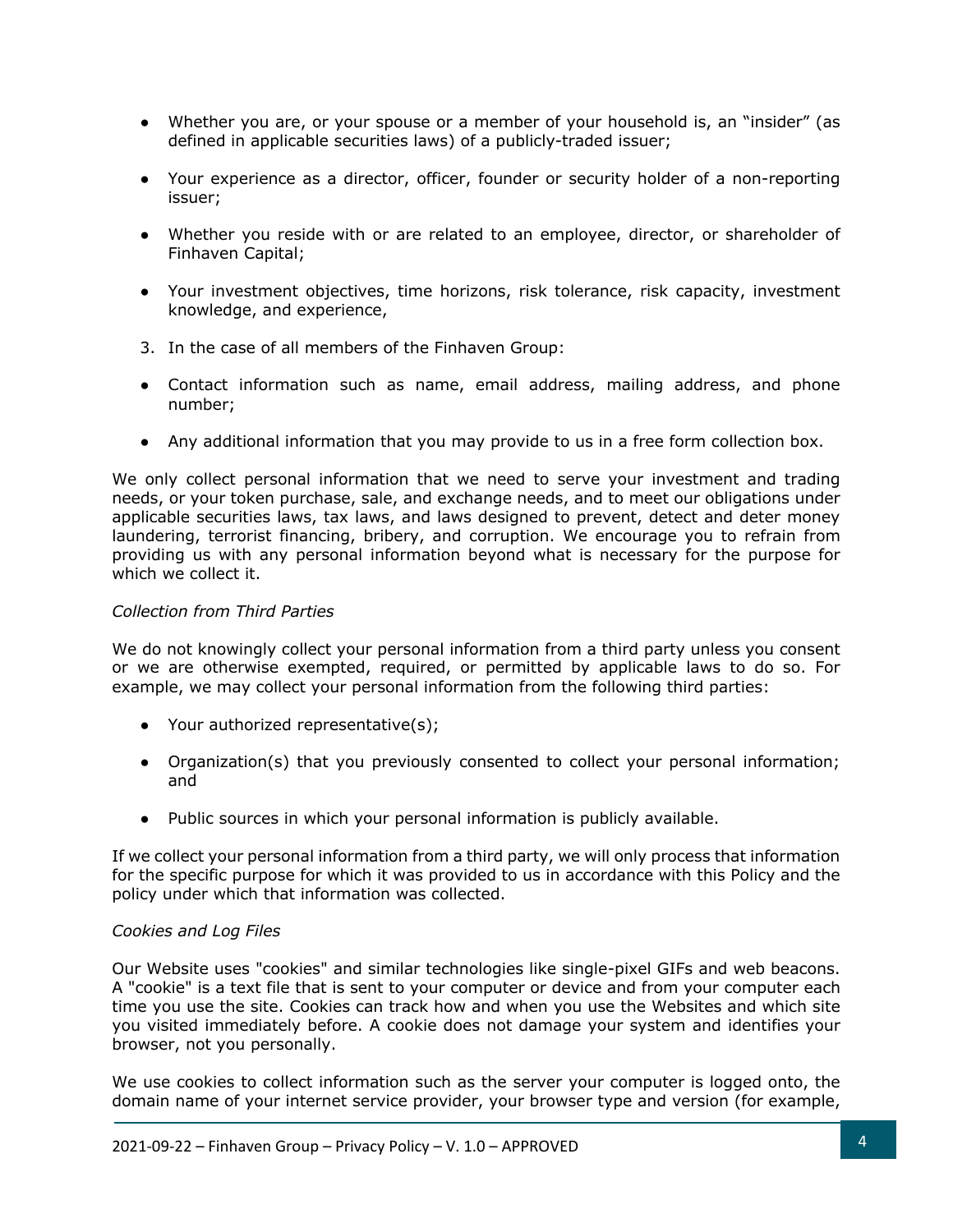- Whether you are, or your spouse or a member of your household is, an "insider" (as defined in applicable securities laws) of a publicly-traded issuer;
- Your experience as a director, officer, founder or security holder of a non-reporting issuer;
- Whether you reside with or are related to an employee, director, or shareholder of Finhaven Capital;
- Your investment objectives, time horizons, risk tolerance, risk capacity, investment knowledge, and experience,

3. In the case of all members of the Finhaven Group:

- Contact information such as name, email address, mailing address, and phone number;
- Any additional information that you may provide to us in a free form collection box.

We only collect personal information that we need to serve your investment and trading needs, or your token purchase, sale, and exchange needs, and to meet our obligations under applicable securities laws, tax laws, and laws designed to prevent, detect and deter money laundering, terrorist financing, bribery, and corruption. We encourage you to refrain from providing us with any personal information beyond what is necessary for the purpose for which we collect it.

*Collection from Third Parties*

We do not knowingly collect your personal information from a third party unless you consent or we are otherwise exempted, required, or permitted by applicable laws to do so. For example, we may collect your personal information from the following third parties:

- Your authorized representative(s);
- Organization(s) that you previously consented to collect your personal information; and
- Public sources in which your personal information is publicly available.

If we collect your personal information from a third party, we will only process that information for the specific purpose for which it was provided to us in accordance with this Policy and the policy under which that information was collected.

*Cookies and Log Files*

Our Website uses "cookies" and similar technologies like single-pixel GIFs and web beacons. A "cookie" is a text file that is sent to your computer or device and from your computer each time you use the site. Cookies can track how and when you use the Websites and which site you visited immediately before. A cookie does not damage your system and identifies your browser, not you personally.

We use cookies to collect information such as the server your computer is logged onto, the domain name of your internet service provider, your browser type and version (for example,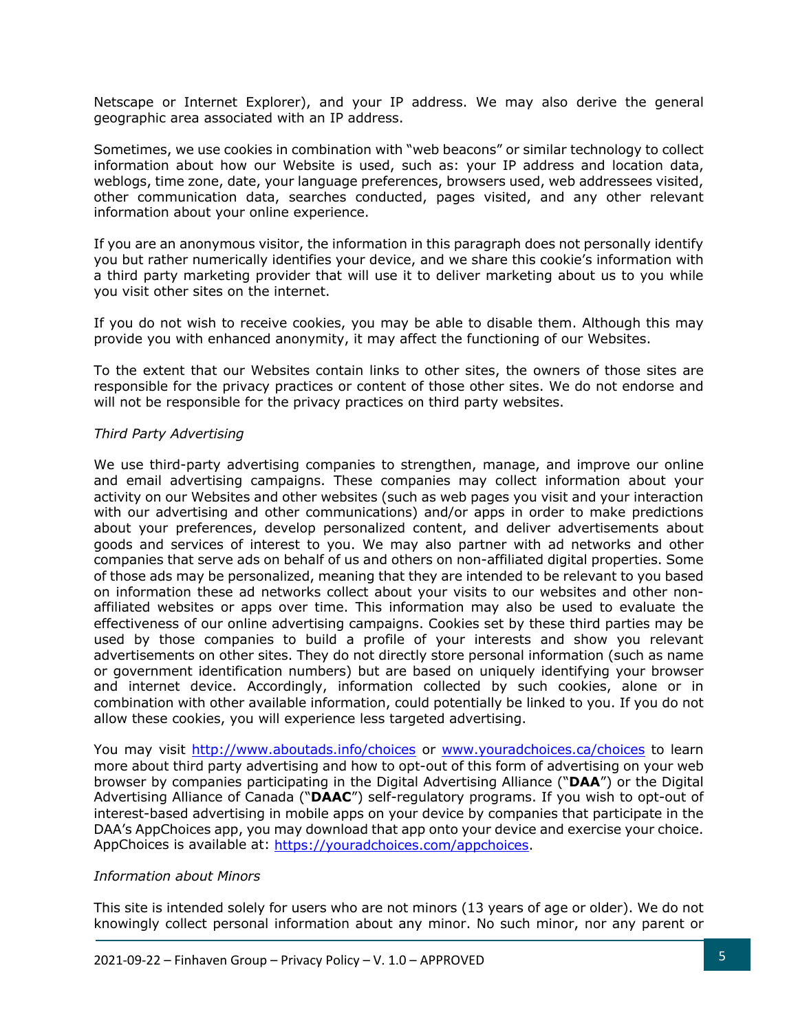Netscape or Internet Explorer), and your IP address. We may also derive the general geographic area associated with an IP address.

Sometimes, we use cookies in combination with "web beacons" or similar technology to collect information about how our Website is used, such as: your IP address and location data, weblogs, time zone, date, your language preferences, browsers used, web addressees visited, other communication data, searches conducted, pages visited, and any other relevant information about your online experience.

If you are an anonymous visitor, the information in this paragraph does not personally identify you but rather numerically identifies your device, and we share this cookie's information with a third party marketing provider that will use it to deliver marketing about us to you while you visit other sites on the internet.

If you do not wish to receive cookies, you may be able to disable them. Although this may provide you with enhanced anonymity, it may affect the functioning of our Websites.

To the extent that our Websites contain links to other sites, the owners of those sites are responsible for the privacy practices or content of those other sites. We do not endorse and will not be responsible for the privacy practices on third party websites.

*Third Party Advertising*

We use third-party advertising companies to strengthen, manage, and improve our online and email advertising campaigns. These companies may collect information about your activity on our Websites and other websites (such as web pages you visit and your interaction with our advertising and other communications) and/or apps in order to make predictions about your preferences, develop personalized content, and deliver advertisements about goods and services of interest to you. We may also partner with ad networks and other companies that serve ads on behalf of us and others on non-affiliated digital properties. Some of those ads may be personalized, meaning that they are intended to be relevant to you based on information these ad networks collect about your visits to our websites and other non-affiliated websites or apps over time. This information may also be used to evaluate the effectiveness of our online advertising campaigns. Cookies set by these third parties may be used by those companies to build a profile of your interests and show you relevant advertisements on other sites. They do not directly store personal information (such as name or government identification numbers) but are based on uniquely identifying your browser and internet device. Accordingly, information collected by such cookies, alone or in combination with other available information, could potentially be linked to you. If you do not allow these cookies, you will experience less targeted advertising.

You may visit http://www.aboutads.info/choices or www.youradchoices.ca/choices to learn more about third party advertising and how to opt-out of this form of advertising on your web browser by companies participating in the Digital Advertising Alliance ("**DAA**") or the Digital Advertising Alliance of Canada ("**DAAC**") self-regulatory programs. If you wish to opt-out of interest-based advertising in mobile apps on your device by companies that participate in the DAA's AppChoices app, you may download that app onto your device and exercise your choice. AppChoices is available at: https://youradchoices.com/appchoices.

*Information about Minors*

This site is intended solely for users who are not minors (13 years of age or older). We do not knowingly collect personal information about any minor. No such minor, nor any parent or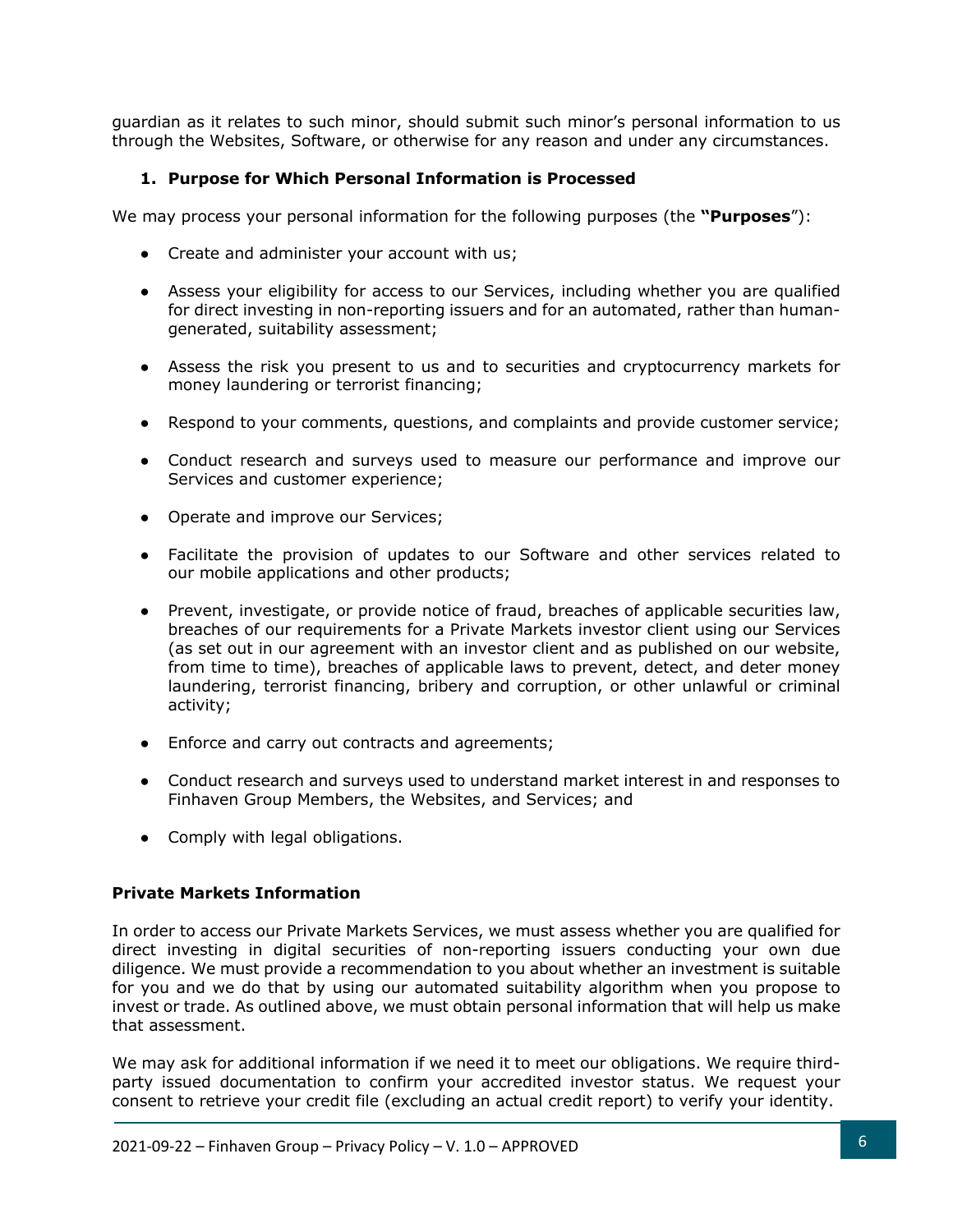guardian as it relates to such minor, should submit such minor's personal information to us through the Websites, Software, or otherwise for any reason and under any circumstances.

### 1. Purpose for Which Personal Information is Processed

We may process your personal information for the following purposes (the **"Purposes**"):

- Create and administer your account with us;
- Assess your eligibility for access to our Services, including whether you are qualified for direct investing in non-reporting issuers and for an automated, rather than human-generated, suitability assessment;
- Assess the risk you present to us and to securities and cryptocurrency markets for money laundering or terrorist financing;
- Respond to your comments, questions, and complaints and provide customer service;
- Conduct research and surveys used to measure our performance and improve our Services and customer experience;
- Operate and improve our Services;
- Facilitate the provision of updates to our Software and other services related to our mobile applications and other products;
- Prevent, investigate, or provide notice of fraud, breaches of applicable securities law, breaches of our requirements for a Private Markets investor client using our Services (as set out in our agreement with an investor client and as published on our website, from time to time), breaches of applicable laws to prevent, detect, and deter money laundering, terrorist financing, bribery and corruption, or other unlawful or criminal activity;
- Enforce and carry out contracts and agreements;
- Conduct research and surveys used to understand market interest in and responses to Finhaven Group Members, the Websites, and Services; and
- Comply with legal obligations.

**Private Markets Information**

In order to access our Private Markets Services, we must assess whether you are qualified for direct investing in digital securities of non-reporting issuers conducting your own due diligence. We must provide a recommendation to you about whether an investment is suitable for you and we do that by using our automated suitability algorithm when you propose to invest or trade. As outlined above, we must obtain personal information that will help us make that assessment.

We may ask for additional information if we need it to meet our obligations. We require third-party issued documentation to confirm your accredited investor status. We request your consent to retrieve your credit file (excluding an actual credit report) to verify your identity.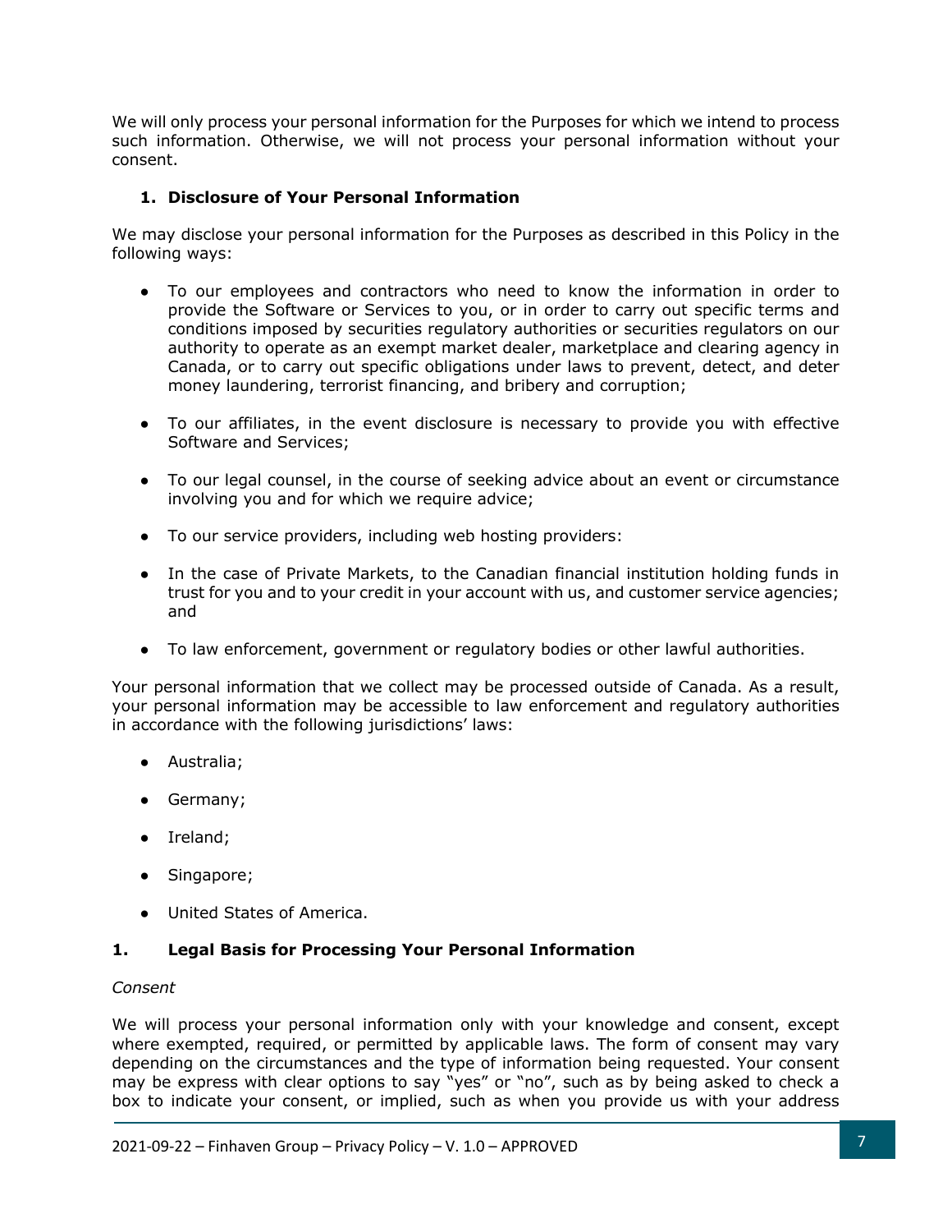We will only process your personal information for the Purposes for which we intend to process such information. Otherwise, we will not process your personal information without your consent.

## 1. Disclosure of Your Personal Information

We may disclose your personal information for the Purposes as described in this Policy in the following ways:

- To our employees and contractors who need to know the information in order to provide the Software or Services to you, or in order to carry out specific terms and conditions imposed by securities regulatory authorities or securities regulators on our authority to operate as an exempt market dealer, marketplace and clearing agency in Canada, or to carry out specific obligations under laws to prevent, detect, and deter money laundering, terrorist financing, and bribery and corruption;
- To our affiliates, in the event disclosure is necessary to provide you with effective Software and Services;
- To our legal counsel, in the course of seeking advice about an event or circumstance involving you and for which we require advice;
- To our service providers, including web hosting providers:
- In the case of Private Markets, to the Canadian financial institution holding funds in trust for you and to your credit in your account with us, and customer service agencies; and
- To law enforcement, government or regulatory bodies or other lawful authorities.

Your personal information that we collect may be processed outside of Canada. As a result, your personal information may be accessible to law enforcement and regulatory authorities in accordance with the following jurisdictions' laws:

- Australia;
- Germany;
- Ireland;
- Singapore;
- United States of America.

## 1. Legal Basis for Processing Your Personal Information

*Consent*

We will process your personal information only with your knowledge and consent, except where exempted, required, or permitted by applicable laws. The form of consent may vary depending on the circumstances and the type of information being requested. Your consent may be express with clear options to say "yes" or "no", such as by being asked to check a box to indicate your consent, or implied, such as when you provide us with your address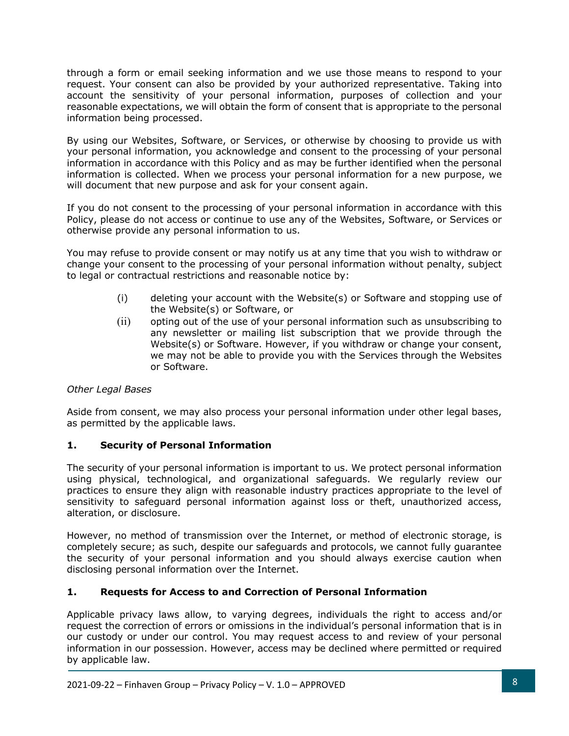through a form or email seeking information and we use those means to respond to your request. Your consent can also be provided by your authorized representative. Taking into account the sensitivity of your personal information, purposes of collection and your reasonable expectations, we will obtain the form of consent that is appropriate to the personal information being processed.

By using our Websites, Software, or Services, or otherwise by choosing to provide us with your personal information, you acknowledge and consent to the processing of your personal information in accordance with this Policy and as may be further identified when the personal information is collected. When we process your personal information for a new purpose, we will document that new purpose and ask for your consent again.

If you do not consent to the processing of your personal information in accordance with this Policy, please do not access or continue to use any of the Websites, Software, or Services or otherwise provide any personal information to us.

You may refuse to provide consent or may notify us at any time that you wish to withdraw or change your consent to the processing of your personal information without penalty, subject to legal or contractual restrictions and reasonable notice by:

(i) deleting your account with the Website(s) or Software and stopping use of the Website(s) or Software, or

(ii) opting out of the use of your personal information such as unsubscribing to any newsletter or mailing list subscription that we provide through the Website(s) or Software. However, if you withdraw or change your consent, we may not be able to provide you with the Services through the Websites or Software.

*Other Legal Bases*

Aside from consent, we may also process your personal information under other legal bases, as permitted by the applicable laws.

## 1. Security of Personal Information

The security of your personal information is important to us. We protect personal information using physical, technological, and organizational safeguards. We regularly review our practices to ensure they align with reasonable industry practices appropriate to the level of sensitivity to safeguard personal information against loss or theft, unauthorized access, alteration, or disclosure.

However, no method of transmission over the Internet, or method of electronic storage, is completely secure; as such, despite our safeguards and protocols, we cannot fully guarantee the security of your personal information and you should always exercise caution when disclosing personal information over the Internet.

## 1. Requests for Access to and Correction of Personal Information

Applicable privacy laws allow, to varying degrees, individuals the right to access and/or request the correction of errors or omissions in the individual's personal information that is in our custody or under our control. You may request access to and review of your personal information in our possession. However, access may be declined where permitted or required by applicable law.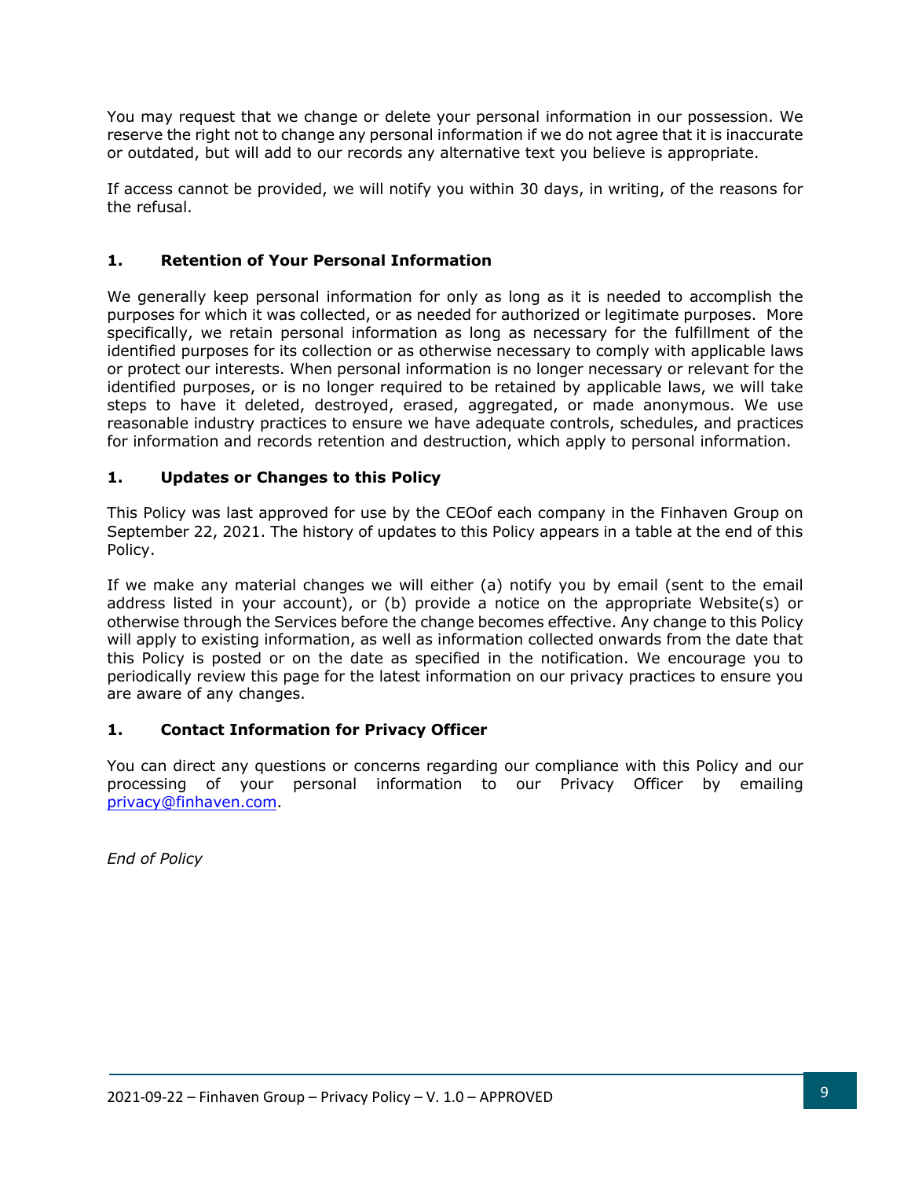You may request that we change or delete your personal information in our possession. We reserve the right not to change any personal information if we do not agree that it is inaccurate or outdated, but will add to our records any alternative text you believe is appropriate.

If access cannot be provided, we will notify you within 30 days, in writing, of the reasons for the refusal.

## 1. Retention of Your Personal Information

We generally keep personal information for only as long as it is needed to accomplish the purposes for which it was collected, or as needed for authorized or legitimate purposes. More specifically, we retain personal information as long as necessary for the fulfillment of the identified purposes for its collection or as otherwise necessary to comply with applicable laws or protect our interests. When personal information is no longer necessary or relevant for the identified purposes, or is no longer required to be retained by applicable laws, we will take steps to have it deleted, destroyed, erased, aggregated, or made anonymous. We use reasonable industry practices to ensure we have adequate controls, schedules, and practices for information and records retention and destruction, which apply to personal information.

## 1. Updates or Changes to this Policy

This Policy was last approved for use by the CEOof each company in the Finhaven Group on September 22, 2021. The history of updates to this Policy appears in a table at the end of this Policy.

If we make any material changes we will either (a) notify you by email (sent to the email address listed in your account), or (b) provide a notice on the appropriate Website(s) or otherwise through the Services before the change becomes effective. Any change to this Policy will apply to existing information, as well as information collected onwards from the date that this Policy is posted or on the date as specified in the notification. We encourage you to periodically review this page for the latest information on our privacy practices to ensure you are aware of any changes.

## 1. Contact Information for Privacy Officer

You can direct any questions or concerns regarding our compliance with this Policy and our processing of your personal information to our Privacy Officer by emailing [privacy@finhaven.com](mailto:privacy@finhaven.com).

*End of Policy*